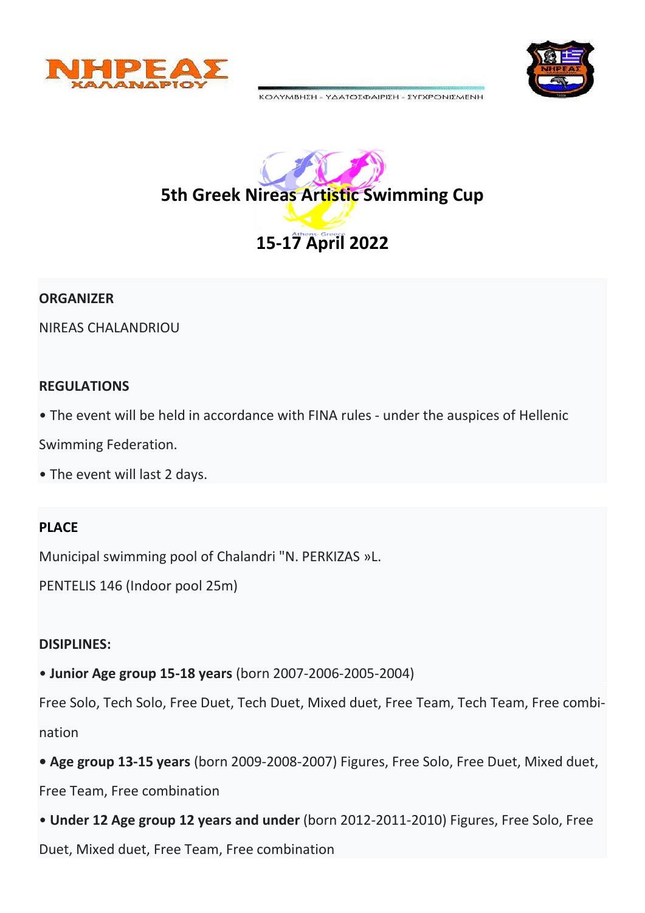ΝΗΡΕΑΣ ΧΑΛΑΝΔΡΙΟΥ

ΚΟΛΥΜΒΗΣΗ - ΥΔΑΤΟΣΦΑΙΡΙΣΗ - ΣΥΓΧΡΟΝΙΣΜΕΝΗ

# 5th Greek Nireas Artistic Swimming Cup

## 15-17 April 2022

**ORGANIZER**

NIREAS CHALANDRIOU

**REGULATIONS**

- The event will be held in accordance with FINA rules - under the auspices of Hellenic Swimming Federation.
- The event will last 2 days.

**PLACE**

Municipal swimming pool of Chalandri "N. PERKIZAS »L.

PENTELIS 146 (Indoor pool 25m)

**DISIPLINES:**

- **Junior Age group 15-18 years** (born 2007-2006-2005-2004)

Free Solo, Tech Solo, Free Duet, Tech Duet, Mixed duet, Free Team, Tech Team, Free combination

- **Age group 13-15 years** (born 2009-2008-2007) Figures, Free Solo, Free Duet, Mixed duet, Free Team, Free combination
- **Under 12 Age group 12 years and under** (born 2012-2011-2010) Figures, Free Solo, Free Duet, Mixed duet, Free Team, Free combination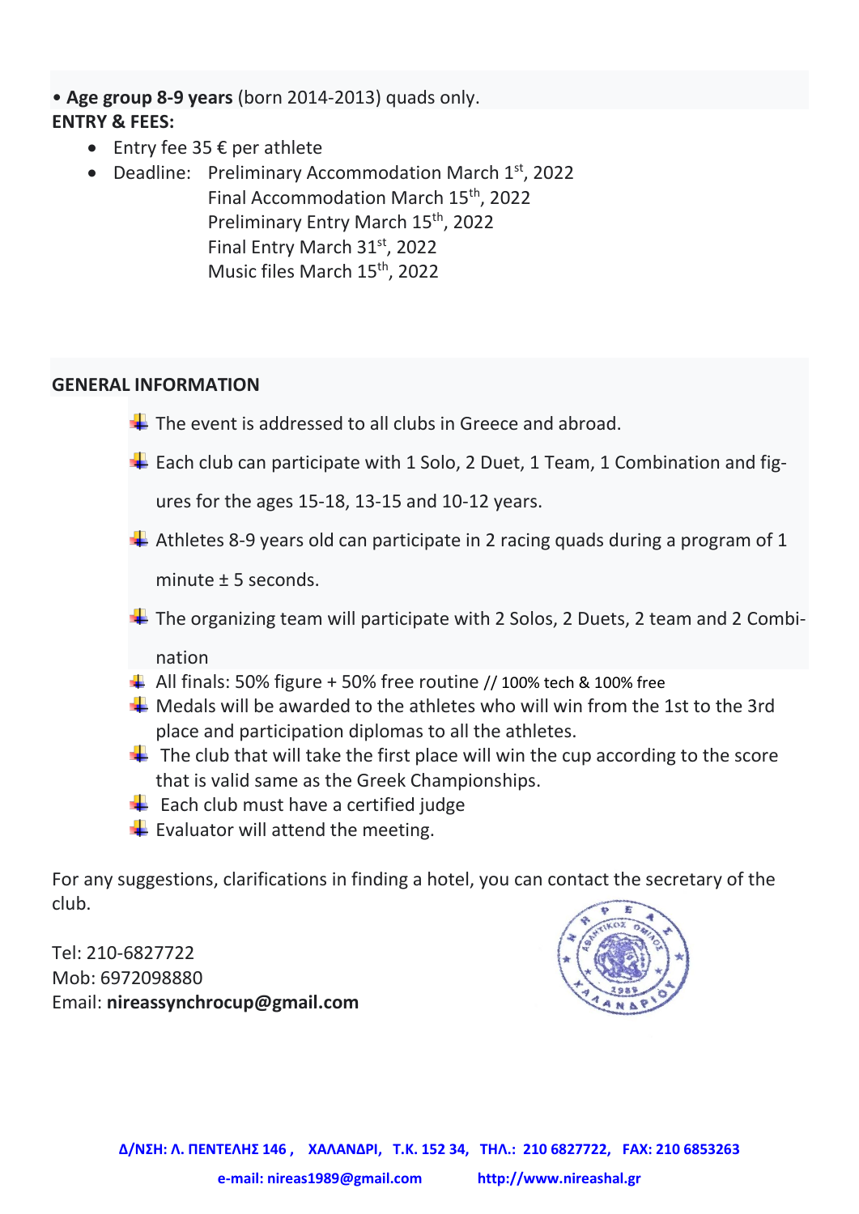• **Age group 8-9 years** (born 2014-2013) quads only.

**ENTRY & FEES:**

- Entry fee 35 € per athlete
- Deadline: Preliminary Accommodation March 1st, 2022
  Final Accommodation March 15th, 2022
  Preliminary Entry March 15th, 2022
  Final Entry March 31st, 2022
  Music files March 15th, 2022

**GENERAL INFORMATION**

- The event is addressed to all clubs in Greece and abroad.
- Each club can participate with 1 Solo, 2 Duet, 1 Team, 1 Combination and figures for the ages 15-18, 13-15 and 10-12 years.
- Athletes 8-9 years old can participate in 2 racing quads during a program of 1 minute ± 5 seconds.
- The organizing team will participate with 2 Solos, 2 Duets, 2 team and 2 Combination
- All finals: 50% figure + 50% free routine // 100% tech & 100% free
- Medals will be awarded to the athletes who will win from the 1st to the 3rd place and participation diplomas to all the athletes.
- The club that will take the first place will win the cup according to the score that is valid same as the Greek Championships.
- Each club must have a certified judge
- Evaluator will attend the meeting.

For any suggestions, clarifications in finding a hotel, you can contact the secretary of the club.

Tel: 210-6827722
Mob: 6972098880
Email: **nireassynchrocup@gmail.com**

Δ/ΝΣΗ: Λ. ΠΕΝΤΕΛΗΣ 146 , ΧΑΛΑΝΔΡΙ, Τ.Κ. 152 34, ΤΗΛ.: 210 6827722, FAX: 210 6853263
e-mail: nireas1989@gmail.com http://www.nireashal.gr